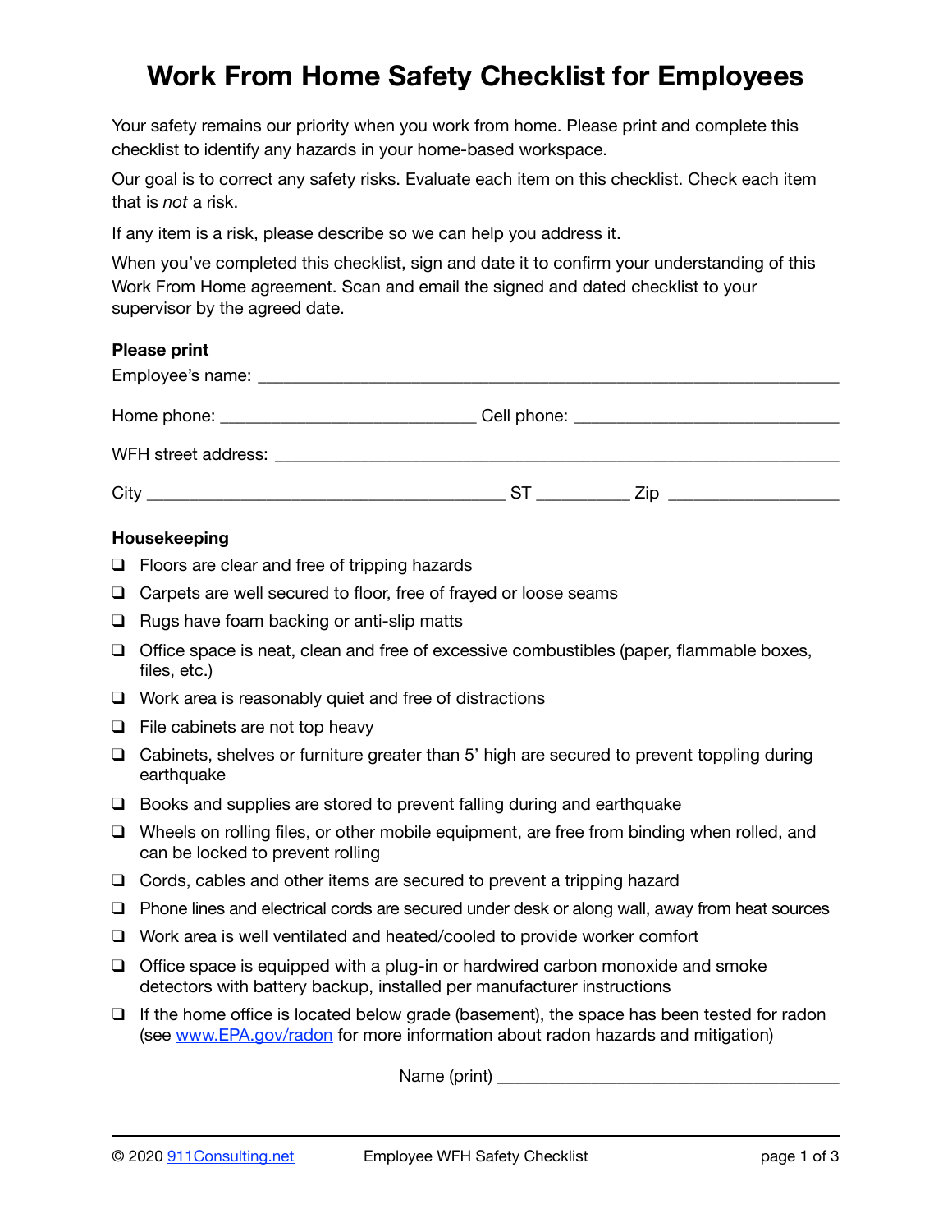# Work From Home Safety Checklist for Employees

Your safety remains our priority when you work from home. Please print and complete this checklist to identify any hazards in your home-based workspace.

Our goal is to correct any safety risks. Evaluate each item on this checklist. Check each item that is *not* a risk.

If any item is a risk, please describe so we can help you address it.

When you've completed this checklist, sign and date it to confirm your understanding of this Work From Home agreement. Scan and email the signed and dated checklist to your supervisor by the agreed date.

**Please print**

Employee's name: ________________________________________________________________

Home phone: ____________________________ Cell phone: _____________________________

WFH street address: ______________________________________________________________

City ________________________________________ ST __________ Zip ___________________

**Housekeeping**

- ❑ Floors are clear and free of tripping hazards
- ❑ Carpets are well secured to floor, free of frayed or loose seams
- ❑ Rugs have foam backing or anti-slip matts
- ❑ Office space is neat, clean and free of excessive combustibles (paper, flammable boxes, files, etc.)
- ❑ Work area is reasonably quiet and free of distractions
- ❑ File cabinets are not top heavy
- ❑ Cabinets, shelves or furniture greater than 5' high are secured to prevent toppling during earthquake
- ❑ Books and supplies are stored to prevent falling during and earthquake
- ❑ Wheels on rolling files, or other mobile equipment, are free from binding when rolled, and can be locked to prevent rolling
- ❑ Cords, cables and other items are secured to prevent a tripping hazard
- ❑ Phone lines and electrical cords are secured under desk or along wall, away from heat sources
- ❑ Work area is well ventilated and heated/cooled to provide worker comfort
- ❑ Office space is equipped with a plug-in or hardwired carbon monoxide and smoke detectors with battery backup, installed per manufacturer instructions
- ❑ If the home office is located below grade (basement), the space has been tested for radon (see www.EPA.gov/radon for more information about radon hazards and mitigation)

Name (print) ______________________________________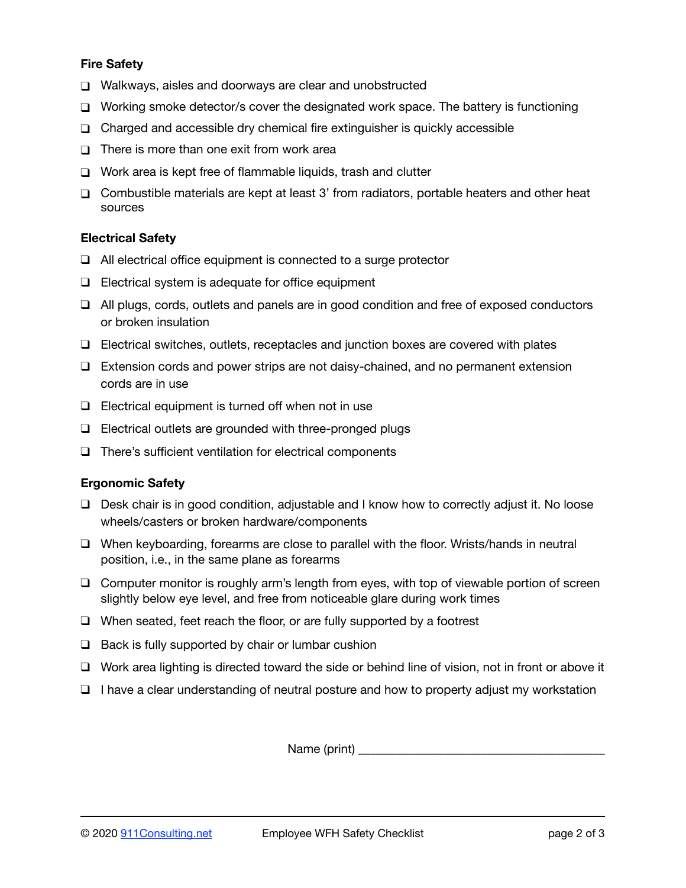**Fire Safety**

- ❑ Walkways, aisles and doorways are clear and unobstructed
- ❑ Working smoke detector/s cover the designated work space. The battery is functioning
- ❑ Charged and accessible dry chemical fire extinguisher is quickly accessible
- ❑ There is more than one exit from work area
- ❑ Work area is kept free of flammable liquids, trash and clutter
- ❑ Combustible materials are kept at least 3' from radiators, portable heaters and other heat sources

**Electrical Safety**

- ❑ All electrical office equipment is connected to a surge protector
- ❑ Electrical system is adequate for office equipment
- ❑ All plugs, cords, outlets and panels are in good condition and free of exposed conductors or broken insulation
- ❑ Electrical switches, outlets, receptacles and junction boxes are covered with plates
- ❑ Extension cords and power strips are not daisy-chained, and no permanent extension cords are in use
- ❑ Electrical equipment is turned off when not in use
- ❑ Electrical outlets are grounded with three-pronged plugs
- ❑ There's sufficient ventilation for electrical components

**Ergonomic Safety**

- ❑ Desk chair is in good condition, adjustable and I know how to correctly adjust it. No loose wheels/casters or broken hardware/components
- ❑ When keyboarding, forearms are close to parallel with the floor. Wrists/hands in neutral position, i.e., in the same plane as forearms
- ❑ Computer monitor is roughly arm's length from eyes, with top of viewable portion of screen slightly below eye level, and free from noticeable glare during work times
- ❑ When seated, feet reach the floor, or are fully supported by a footrest
- ❑ Back is fully supported by chair or lumbar cushion
- ❑ Work area lighting is directed toward the side or behind line of vision, not in front or above it
- ❑ I have a clear understanding of neutral posture and how to property adjust my workstation

Name (print) ________________________________________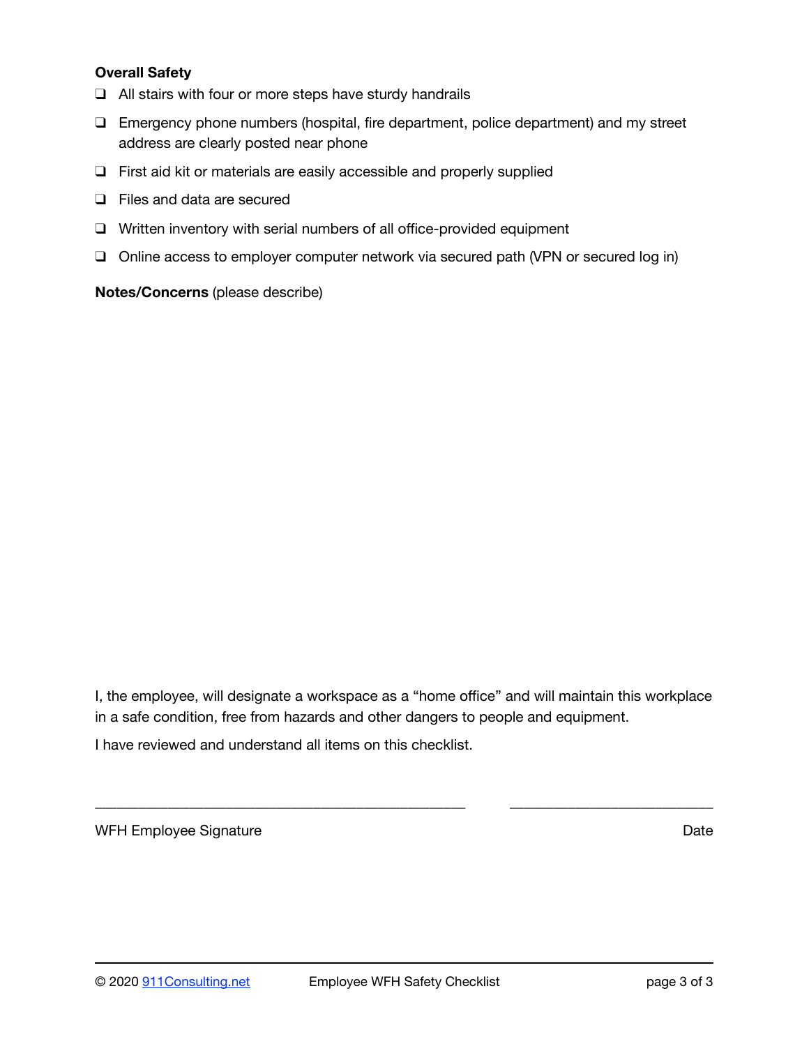**Overall Safety**

- ❑ All stairs with four or more steps have sturdy handrails
- ❑ Emergency phone numbers (hospital, fire department, police department) and my street address are clearly posted near phone
- ❑ First aid kit or materials are easily accessible and properly supplied
- ❑ Files and data are secured
- ❑ Written inventory with serial numbers of all office-provided equipment
- ❑ Online access to employer computer network via secured path (VPN or secured log in)

**Notes/Concerns** (please describe)

I, the employee, will designate a workspace as a "home office" and will maintain this workplace in a safe condition, free from hazards and other dangers to people and equipment.

I have reviewed and understand all items on this checklist.

\_\_\_\_\_\_\_\_\_\_\_\_\_\_\_\_\_\_\_\_\_\_\_\_\_\_\_\_\_\_\_\_\_\_\_\_\_\_\_\_ \_\_\_\_\_\_\_\_\_\_\_\_\_\_\_\_\_\_\_\_\_\_\_

WFH Employee Signature Date